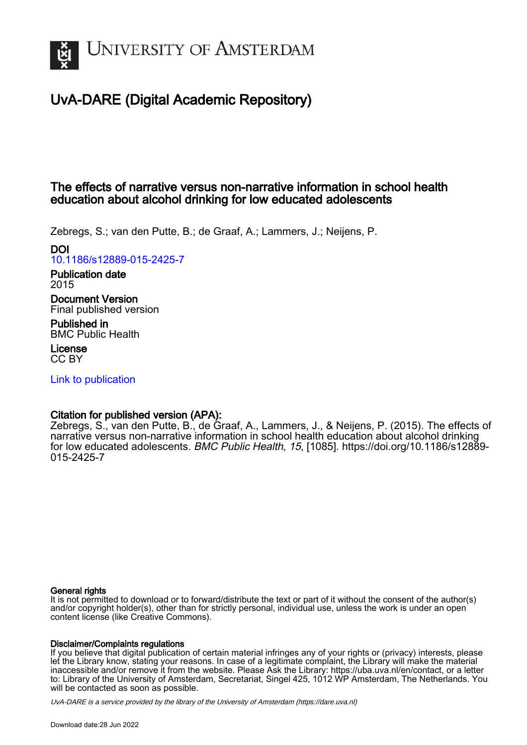# University of Amsterdam

## UvA-DARE (Digital Academic Repository)

### The effects of narrative versus non-narrative information in school health education about alcohol drinking for low educated adolescents

Zebregs, S.; van den Putte, B.; de Graaf, A.; Lammers, J.; Neijens, P.

**DOI**
10.1186/s12889-015-2425-7

**Publication date**
2015

**Document Version**
Final published version

**Published in**
BMC Public Health

**License**
CC BY

Link to publication

**Citation for published version (APA):**
Zebregs, S., van den Putte, B., de Graaf, A., Lammers, J., & Neijens, P. (2015). The effects of narrative versus non-narrative information in school health education about alcohol drinking for low educated adolescents. *BMC Public Health*, *15*, [1085]. https://doi.org/10.1186/s12889-015-2425-7

**General rights**
It is not permitted to download or to forward/distribute the text or part of it without the consent of the author(s) and/or copyright holder(s), other than for strictly personal, individual use, unless the work is under an open content license (like Creative Commons).

**Disclaimer/Complaints regulations**
If you believe that digital publication of certain material infringes any of your rights or (privacy) interests, please let the Library know, stating your reasons. In case of a legitimate complaint, the Library will make the material inaccessible and/or remove it from the website. Please Ask the Library: https://uba.uva.nl/en/contact, or a letter to: Library of the University of Amsterdam, Secretariat, Singel 425, 1012 WP Amsterdam, The Netherlands. You will be contacted as soon as possible.

*UvA-DARE is a service provided by the library of the University of Amsterdam (https://dare.uva.nl)*

Download date:28 Jun 2022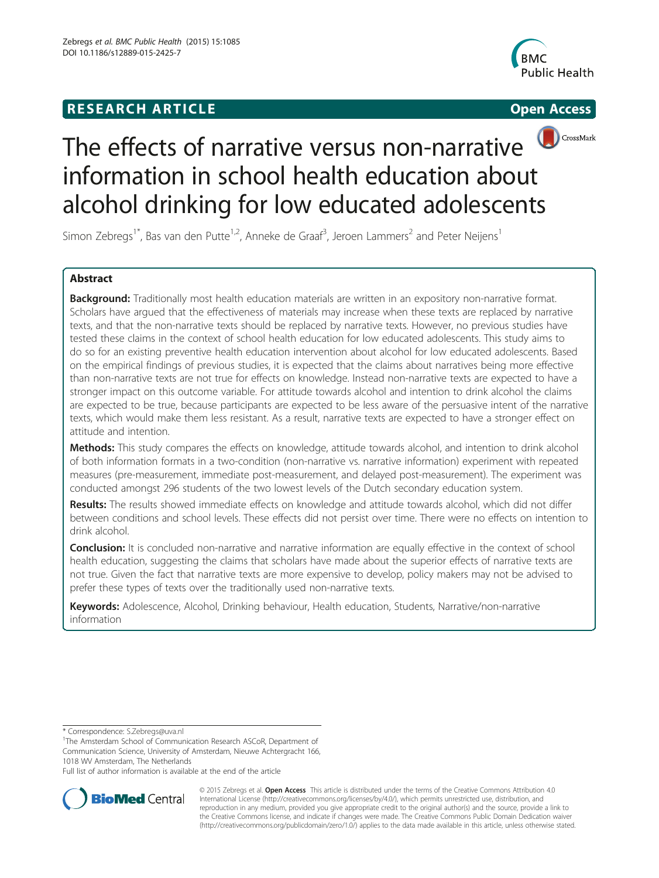# The effects of narrative versus non-narrative information in school health education about alcohol drinking for low educated adolescents

Simon Zebregs[1*], Bas van den Putte[1,2], Anneke de Graaf[3], Jeroen Lammers[2] and Peter Neijens[1]

## Abstract

**Background:** Traditionally most health education materials are written in an expository non-narrative format. Scholars have argued that the effectiveness of materials may increase when these texts are replaced by narrative texts, and that the non-narrative texts should be replaced by narrative texts. However, no previous studies have tested these claims in the context of school health education for low educated adolescents. This study aims to do so for an existing preventive health education intervention about alcohol for low educated adolescents. Based on the empirical findings of previous studies, it is expected that the claims about narratives being more effective than non-narrative texts are not true for effects on knowledge. Instead non-narrative texts are expected to have a stronger impact on this outcome variable. For attitude towards alcohol and intention to drink alcohol the claims are expected to be true, because participants are expected to be less aware of the persuasive intent of the narrative texts, which would make them less resistant. As a result, narrative texts are expected to have a stronger effect on attitude and intention.

**Methods:** This study compares the effects on knowledge, attitude towards alcohol, and intention to drink alcohol of both information formats in a two-condition (non-narrative vs. narrative information) experiment with repeated measures (pre-measurement, immediate post-measurement, and delayed post-measurement). The experiment was conducted amongst 296 students of the two lowest levels of the Dutch secondary education system.

**Results:** The results showed immediate effects on knowledge and attitude towards alcohol, which did not differ between conditions and school levels. These effects did not persist over time. There were no effects on intention to drink alcohol.

**Conclusion:** It is concluded non-narrative and narrative information are equally effective in the context of school health education, suggesting the claims that scholars have made about the superior effects of narrative texts are not true. Given the fact that narrative texts are more expensive to develop, policy makers may not be advised to prefer these types of texts over the traditionally used non-narrative texts.

**Keywords:** Adolescence, Alcohol, Drinking behaviour, Health education, Students, Narrative/non-narrative information

---

\* Correspondence: S.Zebregs@uva.nl
[1]The Amsterdam School of Communication Research ASCoR, Department of Communication Science, University of Amsterdam, Nieuwe Achtergracht 166, 1018 WV Amsterdam, The Netherlands
Full list of author information is available at the end of the article

© 2015 Zebregs et al. **Open Access** This article is distributed under the terms of the Creative Commons Attribution 4.0 International License (http://creativecommons.org/licenses/by/4.0/), which permits unrestricted use, distribution, and reproduction in any medium, provided you give appropriate credit to the original author(s) and the source, provide a link to the Creative Commons license, and indicate if changes were made. The Creative Commons Public Domain Dedication waiver (http://creativecommons.org/publicdomain/zero/1.0/) applies to the data made available in this article, unless otherwise stated.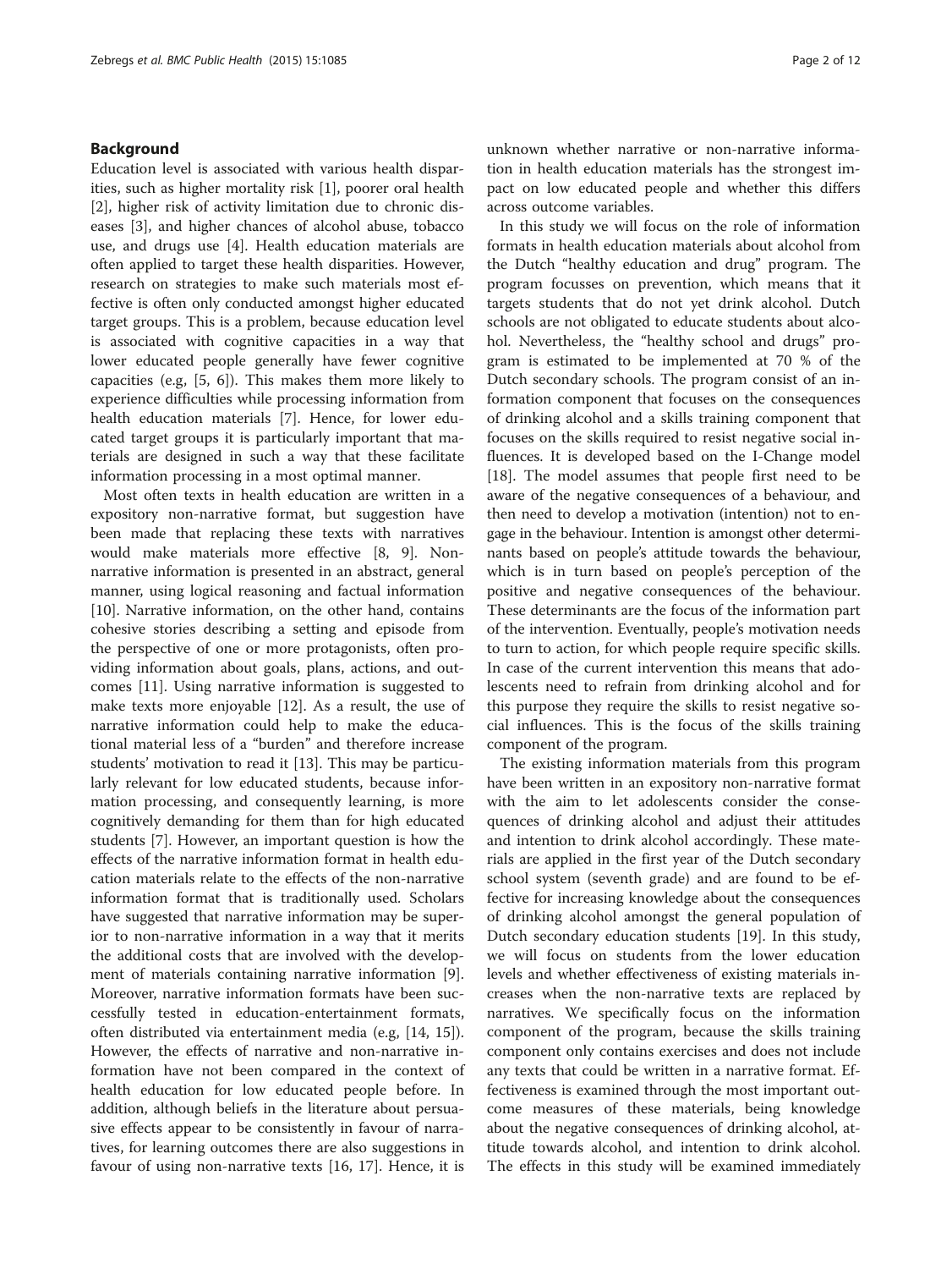## Background

Education level is associated with various health disparities, such as higher mortality risk [1], poorer oral health [2], higher risk of activity limitation due to chronic diseases [3], and higher chances of alcohol abuse, tobacco use, and drugs use [4]. Health education materials are often applied to target these health disparities. However, research on strategies to make such materials most effective is often only conducted amongst higher educated target groups. This is a problem, because education level is associated with cognitive capacities in a way that lower educated people generally have fewer cognitive capacities (e.g, [5, 6]). This makes them more likely to experience difficulties while processing information from health education materials [7]. Hence, for lower educated target groups it is particularly important that materials are designed in such a way that these facilitate information processing in a most optimal manner.

Most often texts in health education are written in a expository non-narrative format, but suggestion have been made that replacing these texts with narratives would make materials more effective [8, 9]. Non-narrative information is presented in an abstract, general manner, using logical reasoning and factual information [10]. Narrative information, on the other hand, contains cohesive stories describing a setting and episode from the perspective of one or more protagonists, often providing information about goals, plans, actions, and outcomes [11]. Using narrative information is suggested to make texts more enjoyable [12]. As a result, the use of narrative information could help to make the educational material less of a "burden" and therefore increase students' motivation to read it [13]. This may be particularly relevant for low educated students, because information processing, and consequently learning, is more cognitively demanding for them than for high educated students [7]. However, an important question is how the effects of the narrative information format in health education materials relate to the effects of the non-narrative information format that is traditionally used. Scholars have suggested that narrative information may be superior to non-narrative information in a way that it merits the additional costs that are involved with the development of materials containing narrative information [9]. Moreover, narrative information formats have been successfully tested in education-entertainment formats, often distributed via entertainment media (e.g, [14, 15]). However, the effects of narrative and non-narrative information have not been compared in the context of health education for low educated people before. In addition, although beliefs in the literature about persuasive effects appear to be consistently in favour of narratives, for learning outcomes there are also suggestions in favour of using non-narrative texts [16, 17]. Hence, it is unknown whether narrative or non-narrative information in health education materials has the strongest impact on low educated people and whether this differs across outcome variables.

In this study we will focus on the role of information formats in health education materials about alcohol from the Dutch "healthy education and drug" program. The program focusses on prevention, which means that it targets students that do not yet drink alcohol. Dutch schools are not obligated to educate students about alcohol. Nevertheless, the "healthy school and drugs" program is estimated to be implemented at 70 % of the Dutch secondary schools. The program consist of an information component that focuses on the consequences of drinking alcohol and a skills training component that focuses on the skills required to resist negative social influences. It is developed based on the I-Change model [18]. The model assumes that people first need to be aware of the negative consequences of a behaviour, and then need to develop a motivation (intention) not to engage in the behaviour. Intention is amongst other determinants based on people's attitude towards the behaviour, which is in turn based on people's perception of the positive and negative consequences of the behaviour. These determinants are the focus of the information part of the intervention. Eventually, people's motivation needs to turn to action, for which people require specific skills. In case of the current intervention this means that adolescents need to refrain from drinking alcohol and for this purpose they require the skills to resist negative social influences. This is the focus of the skills training component of the program.

The existing information materials from this program have been written in an expository non-narrative format with the aim to let adolescents consider the consequences of drinking alcohol and adjust their attitudes and intention to drink alcohol accordingly. These materials are applied in the first year of the Dutch secondary school system (seventh grade) and are found to be effective for increasing knowledge about the consequences of drinking alcohol amongst the general population of Dutch secondary education students [19]. In this study, we will focus on students from the lower education levels and whether effectiveness of existing materials increases when the non-narrative texts are replaced by narratives. We specifically focus on the information component of the program, because the skills training component only contains exercises and does not include any texts that could be written in a narrative format. Effectiveness is examined through the most important outcome measures of these materials, being knowledge about the negative consequences of drinking alcohol, attitude towards alcohol, and intention to drink alcohol. The effects in this study will be examined immediately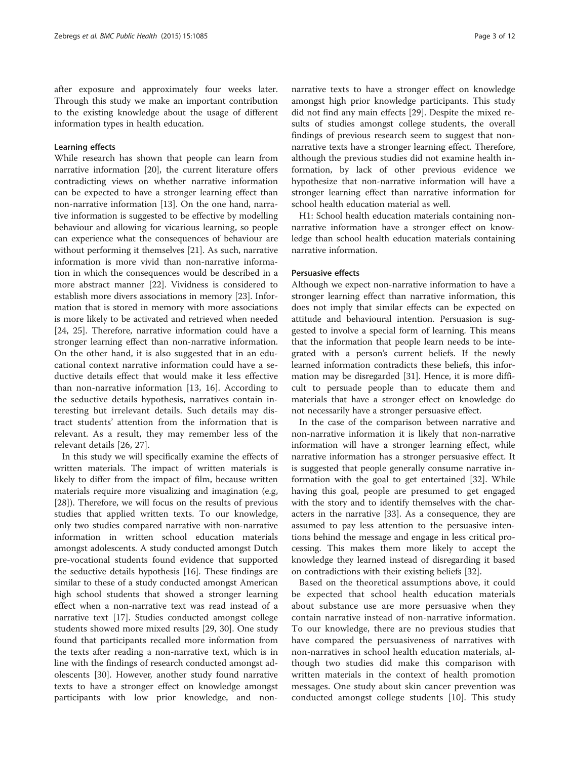after exposure and approximately four weeks later. Through this study we make an important contribution to the existing knowledge about the usage of different information types in health education.

### Learning effects

While research has shown that people can learn from narrative information [20], the current literature offers contradicting views on whether narrative information can be expected to have a stronger learning effect than non-narrative information [13]. On the one hand, narrative information is suggested to be effective by modelling behaviour and allowing for vicarious learning, so people can experience what the consequences of behaviour are without performing it themselves [21]. As such, narrative information is more vivid than non-narrative information in which the consequences would be described in a more abstract manner [22]. Vividness is considered to establish more divers associations in memory [23]. Information that is stored in memory with more associations is more likely to be activated and retrieved when needed [24, 25]. Therefore, narrative information could have a stronger learning effect than non-narrative information. On the other hand, it is also suggested that in an educational context narrative information could have a seductive details effect that would make it less effective than non-narrative information [13, 16]. According to the seductive details hypothesis, narratives contain interesting but irrelevant details. Such details may distract students' attention from the information that is relevant. As a result, they may remember less of the relevant details [26, 27].

In this study we will specifically examine the effects of written materials. The impact of written materials is likely to differ from the impact of film, because written materials require more visualizing and imagination (e.g, [28]). Therefore, we will focus on the results of previous studies that applied written texts. To our knowledge, only two studies compared narrative with non-narrative information in written school education materials amongst adolescents. A study conducted amongst Dutch pre-vocational students found evidence that supported the seductive details hypothesis [16]. These findings are similar to these of a study conducted amongst American high school students that showed a stronger learning effect when a non-narrative text was read instead of a narrative text [17]. Studies conducted amongst college students showed more mixed results [29, 30]. One study found that participants recalled more information from the texts after reading a non-narrative text, which is in line with the findings of research conducted amongst adolescents [30]. However, another study found narrative texts to have a stronger effect on knowledge amongst participants with low prior knowledge, and non-narrative texts to have a stronger effect on knowledge amongst high prior knowledge participants. This study did not find any main effects [29]. Despite the mixed results of studies amongst college students, the overall findings of previous research seem to suggest that non-narrative texts have a stronger learning effect. Therefore, although the previous studies did not examine health information, by lack of other previous evidence we hypothesize that non-narrative information will have a stronger learning effect than narrative information for school health education material as well.

H1: School health education materials containing non-narrative information have a stronger effect on knowledge than school health education materials containing narrative information.

### Persuasive effects

Although we expect non-narrative information to have a stronger learning effect than narrative information, this does not imply that similar effects can be expected on attitude and behavioural intention. Persuasion is suggested to involve a special form of learning. This means that the information that people learn needs to be integrated with a person's current beliefs. If the newly learned information contradicts these beliefs, this information may be disregarded [31]. Hence, it is more difficult to persuade people than to educate them and materials that have a stronger effect on knowledge do not necessarily have a stronger persuasive effect.

In the case of the comparison between narrative and non-narrative information it is likely that non-narrative information will have a stronger learning effect, while narrative information has a stronger persuasive effect. It is suggested that people generally consume narrative information with the goal to get entertained [32]. While having this goal, people are presumed to get engaged with the story and to identify themselves with the characters in the narrative [33]. As a consequence, they are assumed to pay less attention to the persuasive intentions behind the message and engage in less critical processing. This makes them more likely to accept the knowledge they learned instead of disregarding it based on contradictions with their existing beliefs [32].

Based on the theoretical assumptions above, it could be expected that school health education materials about substance use are more persuasive when they contain narrative instead of non-narrative information. To our knowledge, there are no previous studies that have compared the persuasiveness of narratives with non-narratives in school health education materials, although two studies did make this comparison with written materials in the context of health promotion messages. One study about skin cancer prevention was conducted amongst college students [10]. This study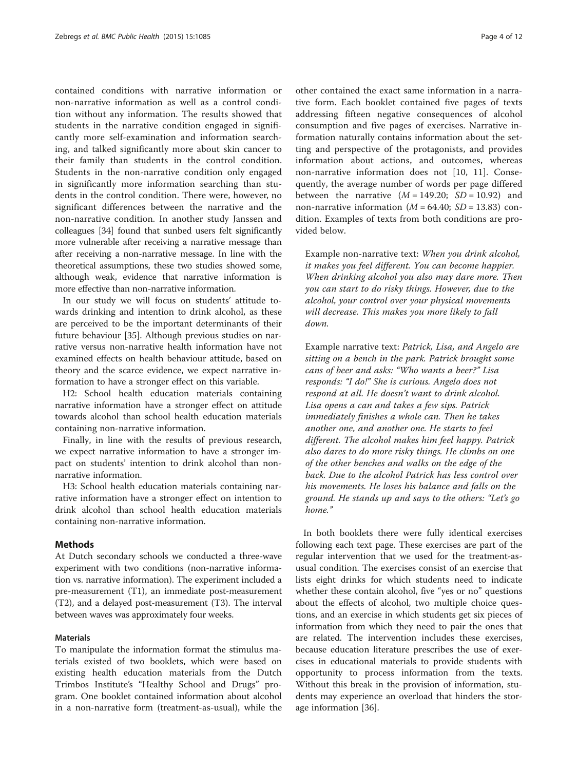contained conditions with narrative information or non-narrative information as well as a control condition without any information. The results showed that students in the narrative condition engaged in significantly more self-examination and information searching, and talked significantly more about skin cancer to their family than students in the control condition. Students in the non-narrative condition only engaged in significantly more information searching than students in the control condition. There were, however, no significant differences between the narrative and the non-narrative condition. In another study Janssen and colleagues [34] found that sunbed users felt significantly more vulnerable after receiving a narrative message than after receiving a non-narrative message. In line with the theoretical assumptions, these two studies showed some, although weak, evidence that narrative information is more effective than non-narrative information.

In our study we will focus on students' attitude towards drinking and intention to drink alcohol, as these are perceived to be the important determinants of their future behaviour [35]. Although previous studies on narrative versus non-narrative health information have not examined effects on health behaviour attitude, based on theory and the scarce evidence, we expect narrative information to have a stronger effect on this variable.

H2: School health education materials containing narrative information have a stronger effect on attitude towards alcohol than school health education materials containing non-narrative information.

Finally, in line with the results of previous research, we expect narrative information to have a stronger impact on students' intention to drink alcohol than non-narrative information.

H3: School health education materials containing narrative information have a stronger effect on intention to drink alcohol than school health education materials containing non-narrative information.

## Methods

At Dutch secondary schools we conducted a three-wave experiment with two conditions (non-narrative information vs. narrative information). The experiment included a pre-measurement (T1), an immediate post-measurement (T2), and a delayed post-measurement (T3). The interval between waves was approximately four weeks.

### Materials

To manipulate the information format the stimulus materials existed of two booklets, which were based on existing health education materials from the Dutch Trimbos Institute's "Healthy School and Drugs" program. One booklet contained information about alcohol in a non-narrative form (treatment-as-usual), while the other contained the exact same information in a narrative form. Each booklet contained five pages of texts addressing fifteen negative consequences of alcohol consumption and five pages of exercises. Narrative information naturally contains information about the setting and perspective of the protagonists, and provides information about actions, and outcomes, whereas non-narrative information does not [10, 11]. Consequently, the average number of words per page differed between the narrative ($M = 149.20$; $SD = 10.92$) and non-narrative information ($M = 64.40$; $SD = 13.83$) condition. Examples of texts from both conditions are provided below.

> Example non-narrative text: *When you drink alcohol, it makes you feel different. You can become happier. When drinking alcohol you also may dare more. Then you can start to do risky things. However, due to the alcohol, your control over your physical movements will decrease. This makes you more likely to fall down.*

> Example narrative text: *Patrick, Lisa, and Angelo are sitting on a bench in the park. Patrick brought some cans of beer and asks: "Who wants a beer?" Lisa responds: "I do!" She is curious. Angelo does not respond at all. He doesn't want to drink alcohol. Lisa opens a can and takes a few sips. Patrick immediately finishes a whole can. Then he takes another one, and another one. He starts to feel different. The alcohol makes him feel happy. Patrick also dares to do more risky things. He climbs on one of the other benches and walks on the edge of the back. Due to the alcohol Patrick has less control over his movements. He loses his balance and falls on the ground. He stands up and says to the others: "Let's go home."*

In both booklets there were fully identical exercises following each text page. These exercises are part of the regular intervention that we used for the treatment-as-usual condition. The exercises consist of an exercise that lists eight drinks for which students need to indicate whether these contain alcohol, five "yes or no" questions about the effects of alcohol, two multiple choice questions, and an exercise in which students get six pieces of information from which they need to pair the ones that are related. The intervention includes these exercises, because education literature prescribes the use of exercises in educational materials to provide students with opportunity to process information from the texts. Without this break in the provision of information, students may experience an overload that hinders the storage information [36].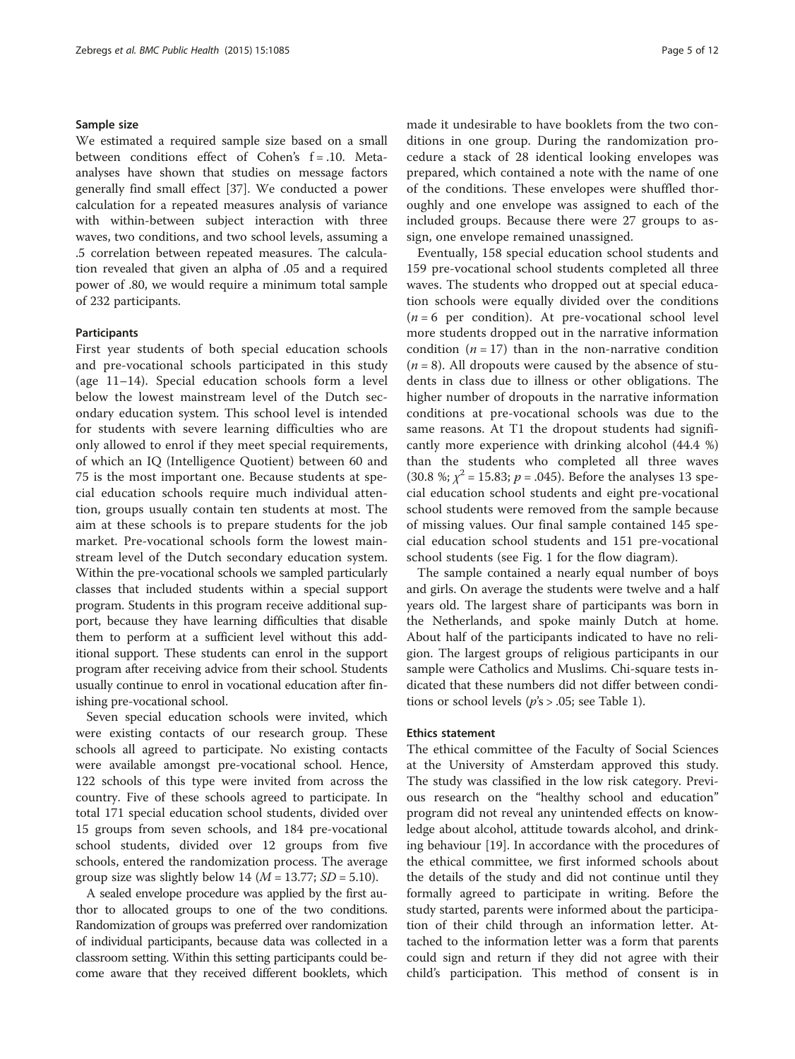### Sample size

We estimated a required sample size based on a small between conditions effect of Cohen's f = .10. Meta-analyses have shown that studies on message factors generally find small effect [37]. We conducted a power calculation for a repeated measures analysis of variance with within-between subject interaction with three waves, two conditions, and two school levels, assuming a .5 correlation between repeated measures. The calculation revealed that given an alpha of .05 and a required power of .80, we would require a minimum total sample of 232 participants.

### Participants

First year students of both special education schools and pre-vocational schools participated in this study (age 11–14). Special education schools form a level below the lowest mainstream level of the Dutch secondary education system. This school level is intended for students with severe learning difficulties who are only allowed to enrol if they meet special requirements, of which an IQ (Intelligence Quotient) between 60 and 75 is the most important one. Because students at special education schools require much individual attention, groups usually contain ten students at most. The aim at these schools is to prepare students for the job market. Pre-vocational schools form the lowest mainstream level of the Dutch secondary education system. Within the pre-vocational schools we sampled particularly classes that included students within a special support program. Students in this program receive additional support, because they have learning difficulties that disable them to perform at a sufficient level without this additional support. These students can enrol in the support program after receiving advice from their school. Students usually continue to enrol in vocational education after finishing pre-vocational school.

Seven special education schools were invited, which were existing contacts of our research group. These schools all agreed to participate. No existing contacts were available amongst pre-vocational school. Hence, 122 schools of this type were invited from across the country. Five of these schools agreed to participate. In total 171 special education school students, divided over 15 groups from seven schools, and 184 pre-vocational school students, divided over 12 groups from five schools, entered the randomization process. The average group size was slightly below 14 ($M = 13.77$; $SD = 5.10$).

A sealed envelope procedure was applied by the first author to allocated groups to one of the two conditions. Randomization of groups was preferred over randomization of individual participants, because data was collected in a classroom setting. Within this setting participants could become aware that they received different booklets, which made it undesirable to have booklets from the two conditions in one group. During the randomization procedure a stack of 28 identical looking envelopes was prepared, which contained a note with the name of one of the conditions. These envelopes were shuffled thoroughly and one envelope was assigned to each of the included groups. Because there were 27 groups to assign, one envelope remained unassigned.

Eventually, 158 special education school students and 159 pre-vocational school students completed all three waves. The students who dropped out at special education schools were equally divided over the conditions ($n = 6$ per condition). At pre-vocational school level more students dropped out in the narrative information condition ($n = 17$) than in the non-narrative condition ($n = 8$). All dropouts were caused by the absence of students in class due to illness or other obligations. The higher number of dropouts in the narrative information conditions at pre-vocational schools was due to the same reasons. At T1 the dropout students had significantly more experience with drinking alcohol (44.4 %) than the students who completed all three waves (30.8 %; $\chi^2 = 15.83$; $p = .045$). Before the analyses 13 special education school students and eight pre-vocational school students were removed from the sample because of missing values. Our final sample contained 145 special education school students and 151 pre-vocational school students (see Fig. 1 for the flow diagram).

The sample contained a nearly equal number of boys and girls. On average the students were twelve and a half years old. The largest share of participants was born in the Netherlands, and spoke mainly Dutch at home. About half of the participants indicated to have no religion. The largest groups of religious participants in our sample were Catholics and Muslims. Chi-square tests indicated that these numbers did not differ between conditions or school levels ($p$'s > .05; see Table 1).

### Ethics statement

The ethical committee of the Faculty of Social Sciences at the University of Amsterdam approved this study. The study was classified in the low risk category. Previous research on the "healthy school and education" program did not reveal any unintended effects on knowledge about alcohol, attitude towards alcohol, and drinking behaviour [19]. In accordance with the procedures of the ethical committee, we first informed schools about the details of the study and did not continue until they formally agreed to participate in writing. Before the study started, parents were informed about the participation of their child through an information letter. Attached to the information letter was a form that parents could sign and return if they did not agree with their child's participation. This method of consent is in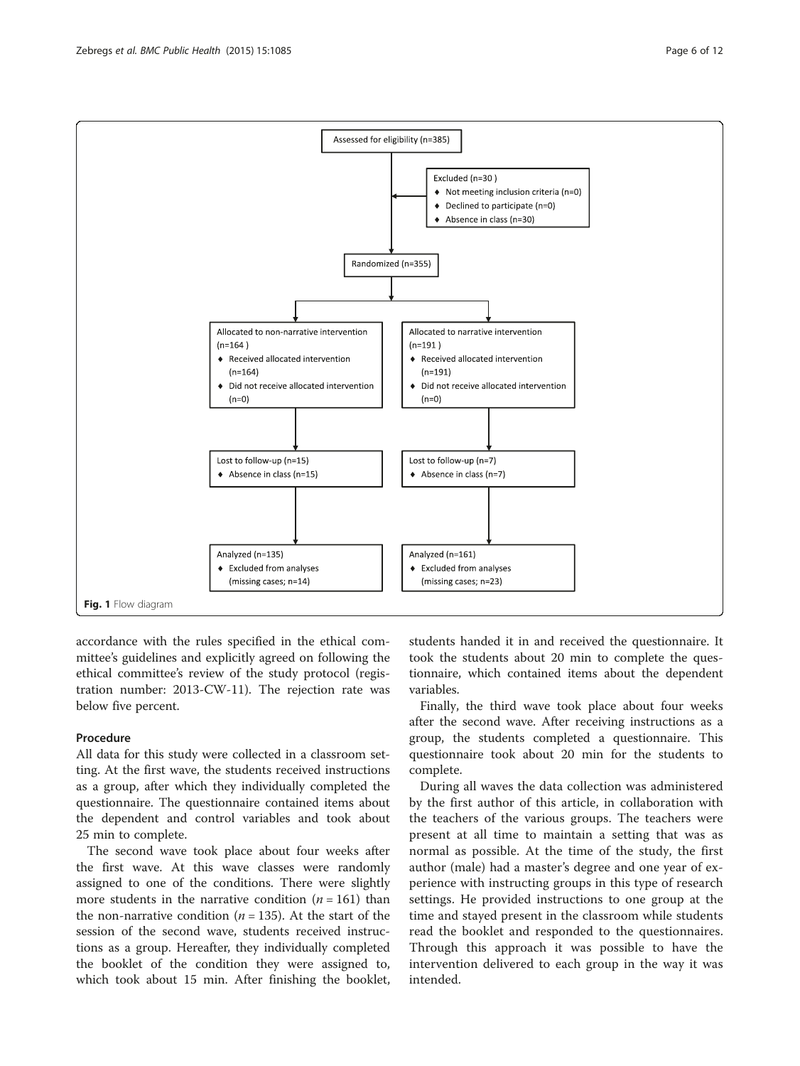Assessed for eligibility (n=385)

Excluded (n=30 )
- Not meeting inclusion criteria (n=0)
- Declined to participate (n=0)
- Absence in class (n=30)

Randomized (n=355)

| Allocated to non-narrative intervention (n=164 ) | Allocated to narrative intervention (n=191 ) |
| --- | --- |
| ♦ Received allocated intervention (n=164) | ♦ Received allocated intervention (n=191) |
| ♦ Did not receive allocated intervention (n=0) | ♦ Did not receive allocated intervention (n=0) |
| Lost to follow-up (n=15) | Lost to follow-up (n=7) |
| ♦ Absence in class (n=15) | ♦ Absence in class (n=7) |
| Analyzed (n=135) | Analyzed (n=161) |
| ♦ Excluded from analyses (missing cases; n=14) | ♦ Excluded from analyses (missing cases; n=23) |

**Fig. 1** Flow diagram

accordance with the rules specified in the ethical committee's guidelines and explicitly agreed on following the ethical committee's review of the study protocol (registration number: 2013-CW-11). The rejection rate was below five percent.

### Procedure

All data for this study were collected in a classroom setting. At the first wave, the students received instructions as a group, after which they individually completed the questionnaire. The questionnaire contained items about the dependent and control variables and took about 25 min to complete.

The second wave took place about four weeks after the first wave. At this wave classes were randomly assigned to one of the conditions. There were slightly more students in the narrative condition ($n = 161$) than the non-narrative condition ($n = 135$). At the start of the session of the second wave, students received instructions as a group. Hereafter, they individually completed the booklet of the condition they were assigned to, which took about 15 min. After finishing the booklet, students handed it in and received the questionnaire. It took the students about 20 min to complete the questionnaire, which contained items about the dependent variables.

Finally, the third wave took place about four weeks after the second wave. After receiving instructions as a group, the students completed a questionnaire. This questionnaire took about 20 min for the students to complete.

During all waves the data collection was administered by the first author of this article, in collaboration with the teachers of the various groups. The teachers were present at all time to maintain a setting that was as normal as possible. At the time of the study, the first author (male) had a master's degree and one year of experience with instructing groups in this type of research settings. He provided instructions to one group at the time and stayed present in the classroom while students read the booklet and responded to the questionnaires. Through this approach it was possible to have the intervention delivered to each group in the way it was intended.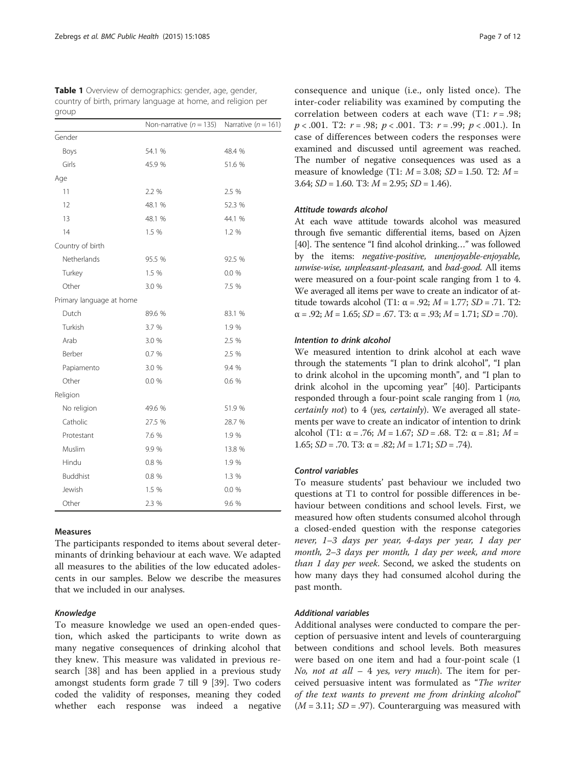**Table 1** Overview of demographics: gender, age, gender, country of birth, primary language at home, and religion per group

| | Non-narrative ($n = 135$) | Narrative ($n = 161$) |
|---|---|---|
| Gender | | |
| Boys | 54.1 % | 48.4 % |
| Girls | 45.9 % | 51.6 % |
| Age | | |
| 11 | 2.2 % | 2.5 % |
| 12 | 48.1 % | 52.3 % |
| 13 | 48.1 % | 44.1 % |
| 14 | 1.5 % | 1.2 % |
| Country of birth | | |
| Netherlands | 95.5 % | 92.5 % |
| Turkey | 1.5 % | 0.0 % |
| Other | 3.0 % | 7.5 % |
| Primary language at home | | |
| Dutch | 89.6 % | 83.1 % |
| Turkish | 3.7 % | 1.9 % |
| Arab | 3.0 % | 2.5 % |
| Berber | 0.7 % | 2.5 % |
| Papiamento | 3.0 % | 9.4 % |
| Other | 0.0 % | 0.6 % |
| Religion | | |
| No religion | 49.6 % | 51.9 % |
| Catholic | 27.5 % | 28.7 % |
| Protestant | 7.6 % | 1.9 % |
| Muslim | 9.9 % | 13.8 % |
| Hindu | 0.8 % | 1.9 % |
| Buddhist | 0.8 % | 1.3 % |
| Jewish | 1.5 % | 0.0 % |
| Other | 2.3 % | 9.6 % |

## Measures

The participants responded to items about several determinants of drinking behaviour at each wave. We adapted all measures to the abilities of the low educated adolescents in our samples. Below we describe the measures that we included in our analyses.

### Knowledge

To measure knowledge we used an open-ended question, which asked the participants to write down as many negative consequences of drinking alcohol that they knew. This measure was validated in previous research [38] and has been applied in a previous study amongst students form grade 7 till 9 [39]. Two coders coded the validity of responses, meaning they coded whether each response was indeed a negative consequence and unique (i.e., only listed once). The inter-coder reliability was examined by computing the correlation between coders at each wave (T1: $r = .98$; $p < .001$. T2: $r = .98$; $p < .001$. T3: $r = .99$; $p < .001$.). In case of differences between coders the responses were examined and discussed until agreement was reached. The number of negative consequences was used as a measure of knowledge (T1: $M = 3.08$; $SD = 1.50$. T2: $M = 3.64$; $SD = 1.60$. T3: $M = 2.95$; $SD = 1.46$).

### Attitude towards alcohol

At each wave attitude towards alcohol was measured through five semantic differential items, based on Ajzen [40]. The sentence "I find alcohol drinking…" was followed by the items: *negative-positive, unenjoyable-enjoyable, unwise-wise, unpleasant-pleasant,* and *bad-good.* All items were measured on a four-point scale ranging from 1 to 4. We averaged all items per wave to create an indicator of attitude towards alcohol (T1: $\alpha = .92$; $M = 1.77$; $SD = .71$. T2: $\alpha = .92$; $M = 1.65$; $SD = .67$. T3: $\alpha = .93$; $M = 1.71$; $SD = .70$).

### Intention to drink alcohol

We measured intention to drink alcohol at each wave through the statements "I plan to drink alcohol", "I plan to drink alcohol in the upcoming month", and "I plan to drink alcohol in the upcoming year" [40]. Participants responded through a four-point scale ranging from 1 (*no, certainly not*) to 4 (*yes, certainly*). We averaged all statements per wave to create an indicator of intention to drink alcohol (T1: $\alpha = .76$; $M = 1.67$; $SD = .68$. T2: $\alpha = .81$; $M = 1.65$; $SD = .70$. T3: $\alpha = .82$; $M = 1.71$; $SD = .74$).

### Control variables

To measure students' past behaviour we included two questions at T1 to control for possible differences in behaviour between conditions and school levels. First, we measured how often students consumed alcohol through a closed-ended question with the response categories *never, 1–3 days per year, 4-days per year, 1 day per month, 2–3 days per month, 1 day per week, and more than 1 day per week*. Second, we asked the students on how many days they had consumed alcohol during the past month.

### Additional variables

Additional analyses were conducted to compare the perception of persuasive intent and levels of counterarguing between conditions and school levels. Both measures were based on one item and had a four-point scale (1 *No, not at all* – 4 *yes, very much*). The item for perceived persuasive intent was formulated as "*The writer of the text wants to prevent me from drinking alcohol*" ($M = 3.11$; $SD = .97$). Counterarguing was measured with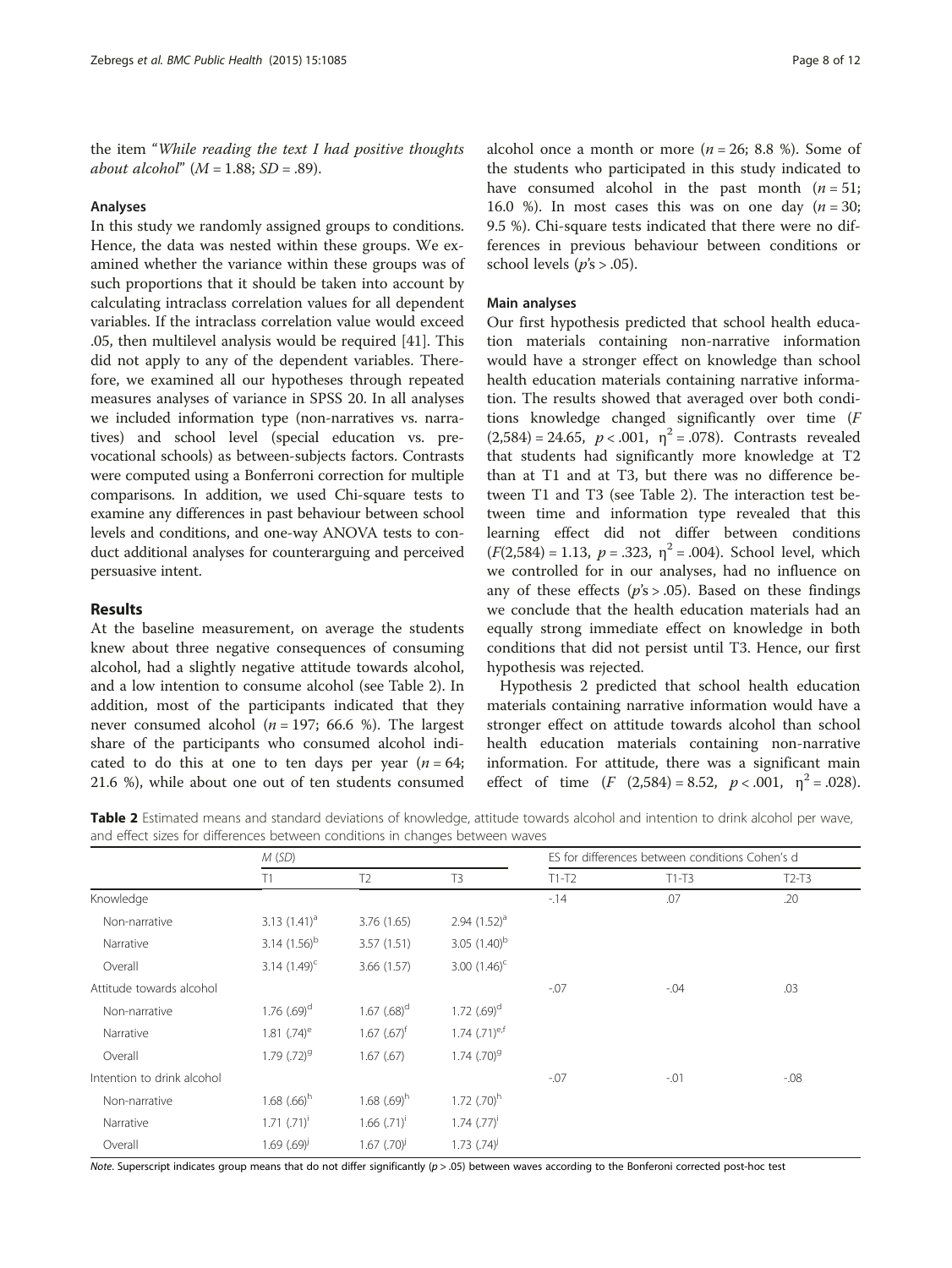the item "*While reading the text I had positive thoughts about alcohol*" ($M = 1.88$; $SD = .89$).

### Analyses

In this study we randomly assigned groups to conditions. Hence, the data was nested within these groups. We examined whether the variance within these groups was of such proportions that it should be taken into account by calculating intraclass correlation values for all dependent variables. If the intraclass correlation value would exceed .05, then multilevel analysis would be required [41]. This did not apply to any of the dependent variables. Therefore, we examined all our hypotheses through repeated measures analyses of variance in SPSS 20. In all analyses we included information type (non-narratives vs. narratives) and school level (special education vs. prevocational schools) as between-subjects factors. Contrasts were computed using a Bonferroni correction for multiple comparisons. In addition, we used Chi-square tests to examine any differences in past behaviour between school levels and conditions, and one-way ANOVA tests to conduct additional analyses for counterarguing and perceived persuasive intent.

## Results

At the baseline measurement, on average the students knew about three negative consequences of consuming alcohol, had a slightly negative attitude towards alcohol, and a low intention to consume alcohol (see Table 2). In addition, most of the participants indicated that they never consumed alcohol ($n = 197$; 66.6 %). The largest share of the participants who consumed alcohol indicated to do this at one to ten days per year ($n = 64$; 21.6 %), while about one out of ten students consumed alcohol once a month or more ($n = 26$; 8.8 %). Some of the students who participated in this study indicated to have consumed alcohol in the past month ($n = 51$; 16.0 %). In most cases this was on one day ($n = 30$; 9.5 %). Chi-square tests indicated that there were no differences in previous behaviour between conditions or school levels ($p$'s > .05).

### Main analyses

Our first hypothesis predicted that school health education materials containing non-narrative information would have a stronger effect on knowledge than school health education materials containing narrative information. The results showed that averaged over both conditions knowledge changed significantly over time ($F(2,584) = 24.65$, $p < .001$, $\eta^2 = .078$). Contrasts revealed that students had significantly more knowledge at T2 than at T1 and at T3, but there was no difference between T1 and T3 (see Table 2). The interaction test between time and information type revealed that this learning effect did not differ between conditions ($F(2,584) = 1.13$, $p = .323$, $\eta^2 = .004$). School level, which we controlled for in our analyses, had no influence on any of these effects ($p$'s > .05). Based on these findings we conclude that the health education materials had an equally strong immediate effect on knowledge in both conditions that did not persist until T3. Hence, our first hypothesis was rejected.

Hypothesis 2 predicted that school health education materials containing narrative information would have a stronger effect on attitude towards alcohol than school health education materials containing non-narrative information. For attitude, there was a significant main effect of time ($F(2,584) = 8.52$, $p < .001$, $\eta^2 = .028$).

**Table 2** Estimated means and standard deviations of knowledge, attitude towards alcohol and intention to drink alcohol per wave, and effect sizes for differences between conditions in changes between waves

| | M (SD) | | | ES for differences between conditions Cohen's d | | |
|---|---|---|---|---|---|---|
| | T1 | T2 | T3 | T1-T2 | T1-T3 | T2-T3 |
| Knowledge | | | | -.14 | .07 | .20 |
| Non-narrative | 3.13 (1.41)[a] | 3.76 (1.65) | 2.94 (1.52)[a] | | | |
| Narrative | 3.14 (1.56)[b] | 3.57 (1.51) | 3.05 (1.40)[b] | | | |
| Overall | 3.14 (1.49)[c] | 3.66 (1.57) | 3.00 (1.46)[c] | | | |
| Attitude towards alcohol | | | | -.07 | -.04 | .03 |
| Non-narrative | 1.76 (.69)[d] | 1.67 (.68)[d] | 1.72 (.69)[d] | | | |
| Narrative | 1.81 (.74)[e] | 1.67 (.67)[f] | 1.74 (.71)[e,f] | | | |
| Overall | 1.79 (.72)[g] | 1.67 (.67) | 1.74 (.70)[g] | | | |
| Intention to drink alcohol | | | | -.07 | -.01 | -.08 |
| Non-narrative | 1.68 (.66)[h] | 1.68 (.69)[h] | 1.72 (.70)[h] | | | |
| Narrative | 1.71 (.71)[i] | 1.66 (.71)[i] | 1.74 (.77)[i] | | | |
| Overall | 1.69 (.69)[j] | 1.67 (.70)[j] | 1.73 (.74)[j] | | | |

*Note*. Superscript indicates group means that do not differ significantly ($p > .05$) between waves according to the Bonferoni corrected post-hoc test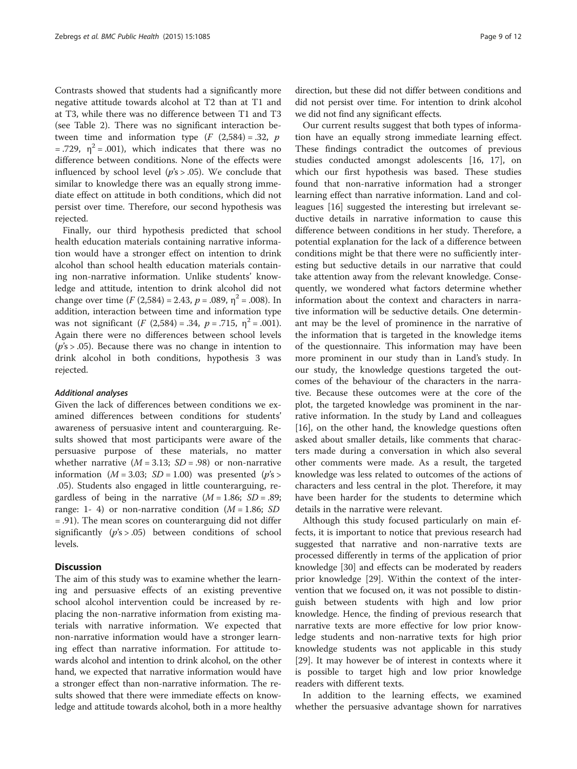Contrasts showed that students had a significantly more negative attitude towards alcohol at T2 than at T1 and at T3, while there was no difference between T1 and T3 (see Table 2). There was no significant interaction between time and information type ($F$ (2,584) = .32, $p$ = .729, $\eta^2$ = .001), which indicates that there was no difference between conditions. None of the effects were influenced by school level ($p$'s > .05). We conclude that similar to knowledge there was an equally strong immediate effect on attitude in both conditions, which did not persist over time. Therefore, our second hypothesis was rejected.

Finally, our third hypothesis predicted that school health education materials containing narrative information would have a stronger effect on intention to drink alcohol than school health education materials containing non-narrative information. Unlike students' knowledge and attitude, intention to drink alcohol did not change over time ($F$ (2,584) = 2.43, $p$ = .089, $\eta^2$ = .008). In addition, interaction between time and information type was not significant ($F$ (2,584) = .34, $p$ = .715, $\eta^2$ = .001). Again there were no differences between school levels ($p$'s > .05). Because there was no change in intention to drink alcohol in both conditions, hypothesis 3 was rejected.

#### *Additional analyses*

Given the lack of differences between conditions we examined differences between conditions for students' awareness of persuasive intent and counterarguing. Results showed that most participants were aware of the persuasive purpose of these materials, no matter whether narrative ($M$ = 3.13; $SD$ = .98) or non-narrative information ($M$ = 3.03; $SD$ = 1.00) was presented ($p$'s > .05). Students also engaged in little counterarguing, regardless of being in the narrative ($M$ = 1.86; $SD$ = .89; range: 1- 4) or non-narrative condition ($M$ = 1.86; $SD$ = .91). The mean scores on counterarguing did not differ significantly ($p$'s > .05) between conditions of school levels.

## Discussion

The aim of this study was to examine whether the learning and persuasive effects of an existing preventive school alcohol intervention could be increased by replacing the non-narrative information from existing materials with narrative information. We expected that non-narrative information would have a stronger learning effect than narrative information. For attitude towards alcohol and intention to drink alcohol, on the other hand, we expected that narrative information would have a stronger effect than non-narrative information. The results showed that there were immediate effects on knowledge and attitude towards alcohol, both in a more healthy direction, but these did not differ between conditions and did not persist over time. For intention to drink alcohol we did not find any significant effects.

Our current results suggest that both types of information have an equally strong immediate learning effect. These findings contradict the outcomes of previous studies conducted amongst adolescents [16, 17], on which our first hypothesis was based. These studies found that non-narrative information had a stronger learning effect than narrative information. Land and colleagues [16] suggested the interesting but irrelevant seductive details in narrative information to cause this difference between conditions in her study. Therefore, a potential explanation for the lack of a difference between conditions might be that there were no sufficiently interesting but seductive details in our narrative that could take attention away from the relevant knowledge. Consequently, we wondered what factors determine whether information about the context and characters in narrative information will be seductive details. One determinant may be the level of prominence in the narrative of the information that is targeted in the knowledge items of the questionnaire. This information may have been more prominent in our study than in Land's study. In our study, the knowledge questions targeted the outcomes of the behaviour of the characters in the narrative. Because these outcomes were at the core of the plot, the targeted knowledge was prominent in the narrative information. In the study by Land and colleagues [16], on the other hand, the knowledge questions often asked about smaller details, like comments that characters made during a conversation in which also several other comments were made. As a result, the targeted knowledge was less related to outcomes of the actions of characters and less central in the plot. Therefore, it may have been harder for the students to determine which details in the narrative were relevant.

Although this study focused particularly on main effects, it is important to notice that previous research had suggested that narrative and non-narrative texts are processed differently in terms of the application of prior knowledge [30] and effects can be moderated by readers prior knowledge [29]. Within the context of the intervention that we focused on, it was not possible to distinguish between students with high and low prior knowledge. Hence, the finding of previous research that narrative texts are more effective for low prior knowledge students and non-narrative texts for high prior knowledge students was not applicable in this study [29]. It may however be of interest in contexts where it is possible to target high and low prior knowledge readers with different texts.

In addition to the learning effects, we examined whether the persuasive advantage shown for narratives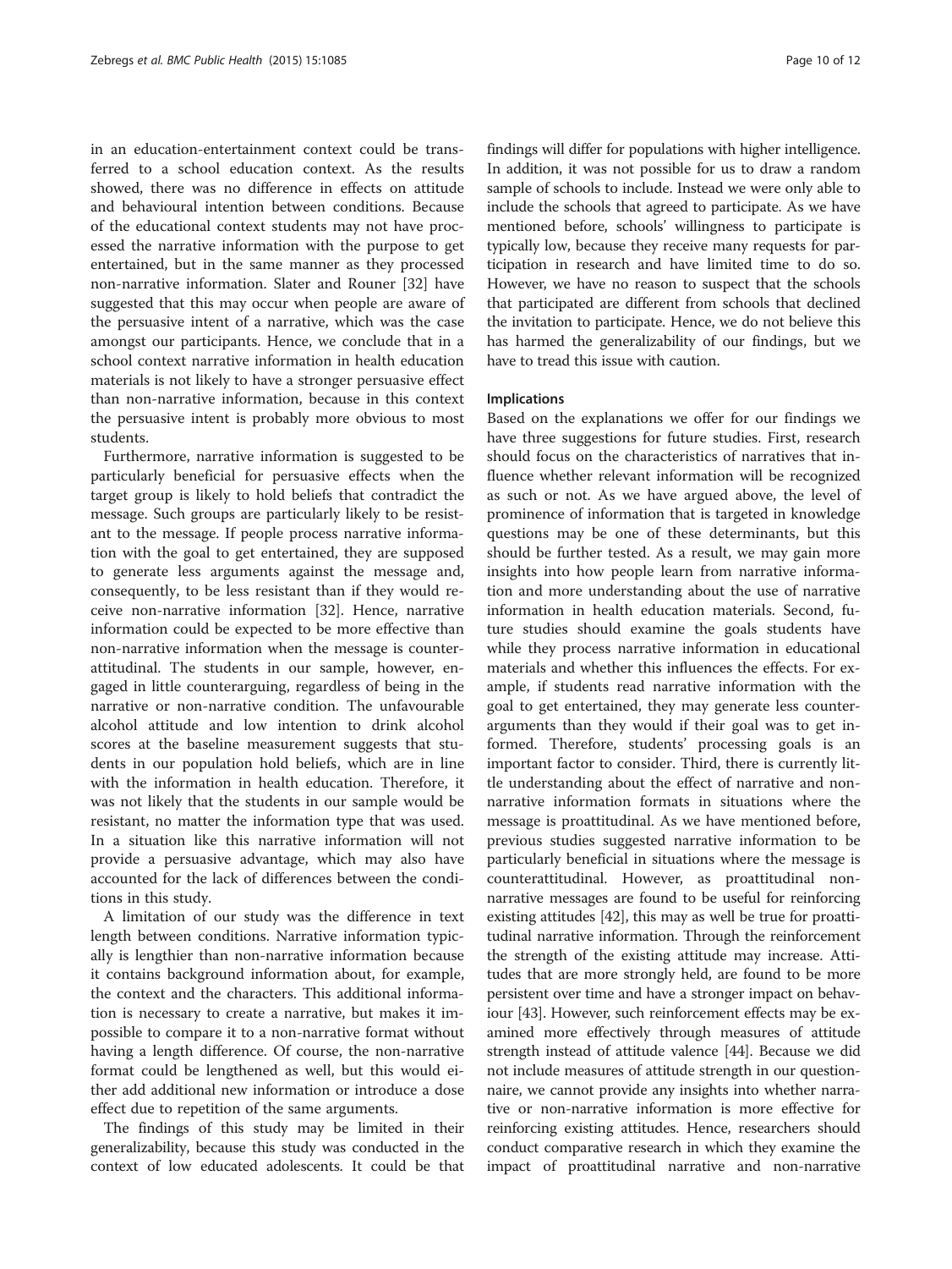in an education-entertainment context could be transferred to a school education context. As the results showed, there was no difference in effects on attitude and behavioural intention between conditions. Because of the educational context students may not have processed the narrative information with the purpose to get entertained, but in the same manner as they processed non-narrative information. Slater and Rouner [32] have suggested that this may occur when people are aware of the persuasive intent of a narrative, which was the case amongst our participants. Hence, we conclude that in a school context narrative information in health education materials is not likely to have a stronger persuasive effect than non-narrative information, because in this context the persuasive intent is probably more obvious to most students.

Furthermore, narrative information is suggested to be particularly beneficial for persuasive effects when the target group is likely to hold beliefs that contradict the message. Such groups are particularly likely to be resistant to the message. If people process narrative information with the goal to get entertained, they are supposed to generate less arguments against the message and, consequently, to be less resistant than if they would receive non-narrative information [32]. Hence, narrative information could be expected to be more effective than non-narrative information when the message is counterattitudinal. The students in our sample, however, engaged in little counterarguing, regardless of being in the narrative or non-narrative condition. The unfavourable alcohol attitude and low intention to drink alcohol scores at the baseline measurement suggests that students in our population hold beliefs, which are in line with the information in health education. Therefore, it was not likely that the students in our sample would be resistant, no matter the information type that was used. In a situation like this narrative information will not provide a persuasive advantage, which may also have accounted for the lack of differences between the conditions in this study.

A limitation of our study was the difference in text length between conditions. Narrative information typically is lengthier than non-narrative information because it contains background information about, for example, the context and the characters. This additional information is necessary to create a narrative, but makes it impossible to compare it to a non-narrative format without having a length difference. Of course, the non-narrative format could be lengthened as well, but this would either add additional new information or introduce a dose effect due to repetition of the same arguments.

The findings of this study may be limited in their generalizability, because this study was conducted in the context of low educated adolescents. It could be that findings will differ for populations with higher intelligence. In addition, it was not possible for us to draw a random sample of schools to include. Instead we were only able to include the schools that agreed to participate. As we have mentioned before, schools' willingness to participate is typically low, because they receive many requests for participation in research and have limited time to do so. However, we have no reason to suspect that the schools that participated are different from schools that declined the invitation to participate. Hence, we do not believe this has harmed the generalizability of our findings, but we have to tread this issue with caution.

### Implications

Based on the explanations we offer for our findings we have three suggestions for future studies. First, research should focus on the characteristics of narratives that influence whether relevant information will be recognized as such or not. As we have argued above, the level of prominence of information that is targeted in knowledge questions may be one of these determinants, but this should be further tested. As a result, we may gain more insights into how people learn from narrative information and more understanding about the use of narrative information in health education materials. Second, future studies should examine the goals students have while they process narrative information in educational materials and whether this influences the effects. For example, if students read narrative information with the goal to get entertained, they may generate less counterarguments than they would if their goal was to get informed. Therefore, students' processing goals is an important factor to consider. Third, there is currently little understanding about the effect of narrative and non-narrative information formats in situations where the message is proattitudinal. As we have mentioned before, previous studies suggested narrative information to be particularly beneficial in situations where the message is counterattitudinal. However, as proattitudinal non-narrative messages are found to be useful for reinforcing existing attitudes [42], this may as well be true for proattitudinal narrative information. Through the reinforcement the strength of the existing attitude may increase. Attitudes that are more strongly held, are found to be more persistent over time and have a stronger impact on behaviour [43]. However, such reinforcement effects may be examined more effectively through measures of attitude strength instead of attitude valence [44]. Because we did not include measures of attitude strength in our questionnaire, we cannot provide any insights into whether narrative or non-narrative information is more effective for reinforcing existing attitudes. Hence, researchers should conduct comparative research in which they examine the impact of proattitudinal narrative and non-narrative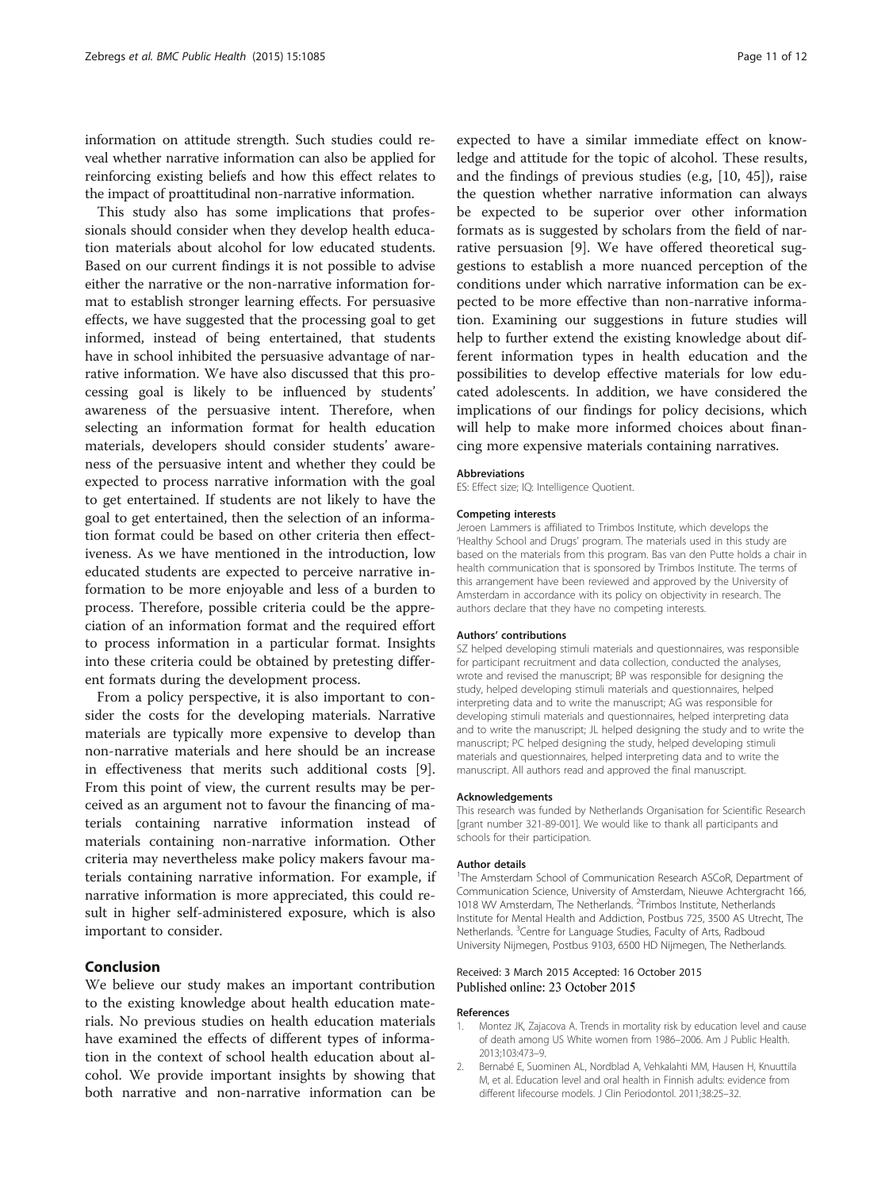information on attitude strength. Such studies could reveal whether narrative information can also be applied for reinforcing existing beliefs and how this effect relates to the impact of proattitudinal non-narrative information.

This study also has some implications that professionals should consider when they develop health education materials about alcohol for low educated students. Based on our current findings it is not possible to advise either the narrative or the non-narrative information format to establish stronger learning effects. For persuasive effects, we have suggested that the processing goal to get informed, instead of being entertained, that students have in school inhibited the persuasive advantage of narrative information. We have also discussed that this processing goal is likely to be influenced by students' awareness of the persuasive intent. Therefore, when selecting an information format for health education materials, developers should consider students' awareness of the persuasive intent and whether they could be expected to process narrative information with the goal to get entertained. If students are not likely to have the goal to get entertained, then the selection of an information format could be based on other criteria then effectiveness. As we have mentioned in the introduction, low educated students are expected to perceive narrative information to be more enjoyable and less of a burden to process. Therefore, possible criteria could be the appreciation of an information format and the required effort to process information in a particular format. Insights into these criteria could be obtained by pretesting different formats during the development process.

From a policy perspective, it is also important to consider the costs for the developing materials. Narrative materials are typically more expensive to develop than non-narrative materials and here should be an increase in effectiveness that merits such additional costs [9]. From this point of view, the current results may be perceived as an argument not to favour the financing of materials containing narrative information instead of materials containing non-narrative information. Other criteria may nevertheless make policy makers favour materials containing narrative information. For example, if narrative information is more appreciated, this could result in higher self-administered exposure, which is also important to consider.

## Conclusion

We believe our study makes an important contribution to the existing knowledge about health education materials. No previous studies on health education materials have examined the effects of different types of information in the context of school health education about alcohol. We provide important insights by showing that both narrative and non-narrative information can be expected to have a similar immediate effect on knowledge and attitude for the topic of alcohol. These results, and the findings of previous studies (e.g, [10, 45]), raise the question whether narrative information can always be expected to be superior over other information formats as is suggested by scholars from the field of narrative persuasion [9]. We have offered theoretical suggestions to establish a more nuanced perception of the conditions under which narrative information can be expected to be more effective than non-narrative information. Examining our suggestions in future studies will help to further extend the existing knowledge about different information types in health education and the possibilities to develop effective materials for low educated adolescents. In addition, we have considered the implications of our findings for policy decisions, which will help to make more informed choices about financing more expensive materials containing narratives.

#### Abbreviations

ES: Effect size; IQ: Intelligence Quotient.

#### Competing interests

Jeroen Lammers is affiliated to Trimbos Institute, which develops the 'Healthy School and Drugs' program. The materials used in this study are based on the materials from this program. Bas van den Putte holds a chair in health communication that is sponsored by Trimbos Institute. The terms of this arrangement have been reviewed and approved by the University of Amsterdam in accordance with its policy on objectivity in research. The authors declare that they have no competing interests.

#### Authors' contributions

SZ helped developing stimuli materials and questionnaires, was responsible for participant recruitment and data collection, conducted the analyses, wrote and revised the manuscript; BP was responsible for designing the study, helped developing stimuli materials and questionnaires, helped interpreting data and to write the manuscript; AG was responsible for developing stimuli materials and questionnaires, helped interpreting data and to write the manuscript; JL helped designing the study and to write the manuscript; PC helped designing the study, helped developing stimuli materials and questionnaires, helped interpreting data and to write the manuscript. All authors read and approved the final manuscript.

#### Acknowledgements

This research was funded by Netherlands Organisation for Scientific Research [grant number 321-89-001]. We would like to thank all participants and schools for their participation.

#### Author details

[1]The Amsterdam School of Communication Research ASCoR, Department of Communication Science, University of Amsterdam, Nieuwe Achtergracht 166, 1018 WV Amsterdam, The Netherlands. [2]Trimbos Institute, Netherlands Institute for Mental Health and Addiction, Postbus 725, 3500 AS Utrecht, The Netherlands. [3]Centre for Language Studies, Faculty of Arts, Radboud University Nijmegen, Postbus 9103, 6500 HD Nijmegen, The Netherlands.

Received: 3 March 2015 Accepted: 16 October 2015
Published online: 23 October 2015

#### References

1. Montez JK, Zajacova A. Trends in mortality risk by education level and cause of death among US White women from 1986–2006. Am J Public Health. 2013;103:473–9.
2. Bernabé E, Suominen AL, Nordblad A, Vehkalahti MM, Hausen H, Knuuttila M, et al. Education level and oral health in Finnish adults: evidence from different lifecourse models. J Clin Periodontol. 2011;38:25–32.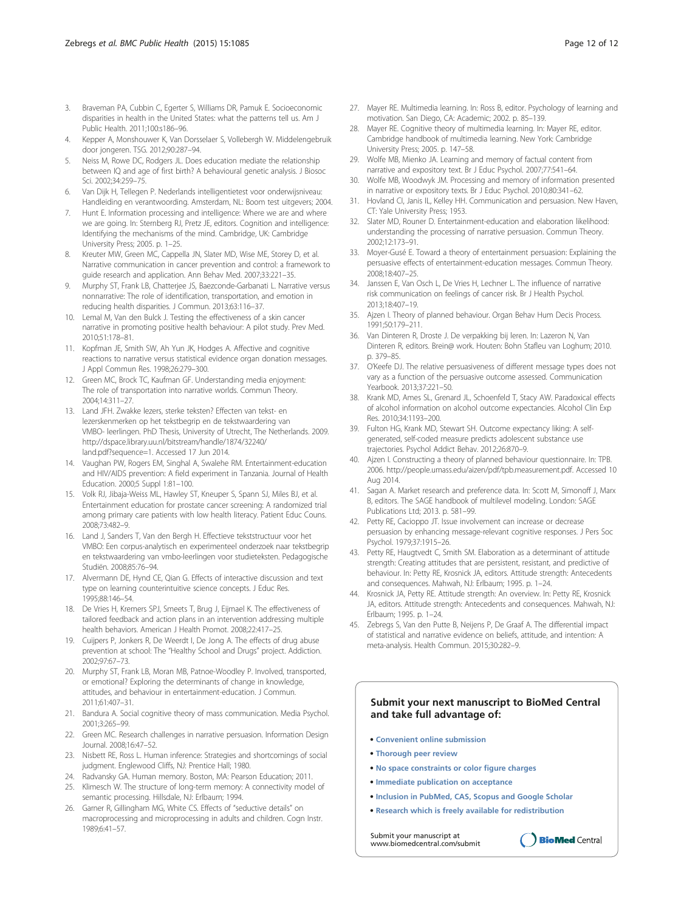3. Braveman PA, Cubbin C, Egerter S, Williams DR, Pamuk E. Socioeconomic disparities in health in the United States: what the patterns tell us. Am J Public Health. 2011;100:s186–96.
4. Kepper A, Monshouwer K, Van Dorsselaer S, Vollebergh W. Middelengebruik door jongeren. TSG. 2012;90:287–94.
5. Neiss M, Rowe DC, Rodgers JL. Does education mediate the relationship between IQ and age of first birth? A behavioural genetic analysis. J Biosoc Sci. 2002;34:259–75.
6. Van Dijk H, Tellegen P. Nederlands intelligentietest voor onderwijsniveau: Handleiding en verantwoording. Amsterdam, NL: Boom test uitgevers; 2004.
7. Hunt E. Information processing and intelligence: Where we are and where we are going. In: Sternberg RJ, Pretz JE, editors. Cognition and intelligence: Identifying the mechanisms of the mind. Cambridge, UK: Cambridge University Press; 2005. p. 1–25.
8. Kreuter MW, Green MC, Cappella JN, Slater MD, Wise ME, Storey D, et al. Narrative communication in cancer prevention and control: a framework to guide research and application. Ann Behav Med. 2007;33:221–35.
9. Murphy ST, Frank LB, Chatterjee JS, Baezconde-Garbanati L. Narrative versus nonnarrative: The role of identification, transportation, and emotion in reducing health disparities. J Commun. 2013;63:116–37.
10. Lemal M, Van den Bulck J. Testing the effectiveness of a skin cancer narrative in promoting positive health behaviour: A pilot study. Prev Med. 2010;51:178–81.
11. Kopfman JE, Smith SW, Ah Yun JK, Hodges A. Affective and cognitive reactions to narrative versus statistical evidence organ donation messages. J Appl Commun Res. 1998;26:279–300.
12. Green MC, Brock TC, Kaufman GF. Understanding media enjoyment: The role of transportation into narrative worlds. Commun Theory. 2004;14:311–27.
13. Land JFH. Zwakke lezers, sterke teksten? Effecten van tekst- en lezerskenmerken op het tekstbegrip en de tekstwaardering van VMBO- leerlingen. PhD Thesis, University of Utrecht, The Netherlands. 2009. http://dspace.library.uu.nl/bitstream/handle/1874/32240/land.pdf?sequence=1. Accessed 17 Jun 2014.
14. Vaughan PW, Rogers EM, Singhal A, Swalehe RM. Entertainment-education and HIV/AIDS prevention: A field experiment in Tanzania. Journal of Health Education. 2000;5 Suppl 1:81–100.
15. Volk RJ, Jibaja-Weiss ML, Hawley ST, Kneuper S, Spann SJ, Miles BJ, et al. Entertainment education for prostate cancer screening: A randomized trial among primary care patients with low health literacy. Patient Educ Couns. 2008;73:482–9.
16. Land J, Sanders T, Van den Bergh H. Effectieve tekststructuur voor het VMBO: Een corpus-analytisch en experimenteel onderzoek naar tekstbegrip en tekstwaardering van vmbo-leerlingen voor studieteksten. Pedagogische Studiën. 2008;85:76–94.
17. Alvermann DE, Hynd CE, Qian G. Effects of interactive discussion and text type on learning counterintuitive science concepts. J Educ Res. 1995;88:146–54.
18. De Vries H, Kremers SPJ, Smeets T, Brug J, Eijmael K. The effectiveness of tailored feedback and action plans in an intervention addressing multiple health behaviors. American J Health Promot. 2008;22:417–25.
19. Cuijpers P, Jonkers R, De Weerdt I, De Jong A. The effects of drug abuse prevention at school: The "Healthy School and Drugs" project. Addiction. 2002;97:67–73.
20. Murphy ST, Frank LB, Moran MB, Patnoe-Woodley P. Involved, transported, or emotional? Exploring the determinants of change in knowledge, attitudes, and behaviour in entertainment-education. J Commun. 2011;61:407–31.
21. Bandura A. Social cognitive theory of mass communication. Media Psychol. 2001;3:265–99.
22. Green MC. Research challenges in narrative persuasion. Information Design Journal. 2008;16:47–52.
23. Nisbett RE, Ross L. Human inference: Strategies and shortcomings of social judgment. Englewood Cliffs, NJ: Prentice Hall; 1980.
24. Radvansky GA. Human memory. Boston, MA: Pearson Education; 2011.
25. Klimesch W. The structure of long-term memory: A connectivity model of semantic processing. Hillsdale, NJ: Erlbaum; 1994.
26. Garner R, Gillingham MG, White CS. Effects of "seductive details" on macroprocessing and microprocessing in adults and children. Cogn Instr. 1989;6:41–57.
27. Mayer RE. Multimedia learning. In: Ross B, editor. Psychology of learning and motivation. San Diego, CA: Academic; 2002. p. 85–139.
28. Mayer RE. Cognitive theory of multimedia learning. In: Mayer RE, editor. Cambridge handbook of multimedia learning. New York: Cambridge University Press; 2005. p. 147–58.
29. Wolfe MB, Mienko JA. Learning and memory of factual content from narrative and expository text. Br J Educ Psychol. 2007;77:541–64.
30. Wolfe MB, Woodwyk JM. Processing and memory of information presented in narrative or expository texts. Br J Educ Psychol. 2010;80:341–62.
31. Hovland CI, Janis IL, Kelley HH. Communication and persuasion. New Haven, CT: Yale University Press; 1953.
32. Slater MD, Rouner D. Entertainment-education and elaboration likelihood: understanding the processing of narrative persuasion. Commun Theory. 2002;12:173–91.
33. Moyer-Gusé E. Toward a theory of entertainment persuasion: Explaining the persuasive effects of entertainment-education messages. Commun Theory. 2008;18:407–25.
34. Janssen E, Van Osch L, De Vries H, Lechner L. The influence of narrative risk communication on feelings of cancer risk. Br J Health Psychol. 2013;18:407–19.
35. Ajzen I. Theory of planned behaviour. Organ Behav Hum Decis Process. 1991;50:179–211.
36. Van Dinteren R, Droste J. De verpakking bij leren. In: Lazeron N, Van Dinteren R, editors. Brein@ work. Houten: Bohn Stafleu van Loghum; 2010. p. 379–85.
37. O'Keefe DJ. The relative persuasiveness of different message types does not vary as a function of the persuasive outcome assessed. Communication Yearbook. 2013;37:221–50.
38. Krank MD, Ames SL, Grenard JL, Schoenfeld T, Stacy AW. Paradoxical effects of alcohol information on alcohol outcome expectancies. Alcohol Clin Exp Res. 2010;34:1193–200.
39. Fulton HG, Krank MD, Stewart SH. Outcome expectancy liking: A self-generated, self-coded measure predicts adolescent substance use trajectories. Psychol Addict Behav. 2012;26:870–9.
40. Ajzen I. Constructing a theory of planned behaviour questionnaire. In: TPB. 2006. http://people.umass.edu/aizen/pdf/tpb.measurement.pdf. Accessed 10 Aug 2014.
41. Sagan A. Market research and preference data. In: Scott M, Simonoff J, Marx B, editors. The SAGE handbook of multilevel modeling. London: SAGE Publications Ltd; 2013. p. 581–99.
42. Petty RE, Cacioppo JT. Issue involvement can increase or decrease persuasion by enhancing message-relevant cognitive responses. J Pers Soc Psychol. 1979;37:1915–26.
43. Petty RE, Haugtvedt C, Smith SM. Elaboration as a determinant of attitude strength: Creating attitudes that are persistent, resistant, and predictive of behaviour. In: Petty RE, Krosnick JA, editors. Attitude strength: Antecedents and consequences. Mahwah, NJ: Erlbaum; 1995. p. 1–24.
44. Krosnick JA, Petty RE. Attitude strength: An overview. In: Petty RE, Krosnick JA, editors. Attitude strength: Antecedents and consequences. Mahwah, NJ: Erlbaum; 1995. p. 1–24.
45. Zebregs S, Van den Putte B, Neijens P, De Graaf A. The differential impact of statistical and narrative evidence on beliefs, attitude, and intention: A meta-analysis. Health Commun. 2015;30:282–9.

**Submit your next manuscript to BioMed Central and take full advantage of:**

- **Convenient online submission**
- **Thorough peer review**
- **No space constraints or color figure charges**
- **Immediate publication on acceptance**
- **Inclusion in PubMed, CAS, Scopus and Google Scholar**
- **Research which is freely available for redistribution**

Submit your manuscript at www.biomedcentral.com/submit

BioMed Central